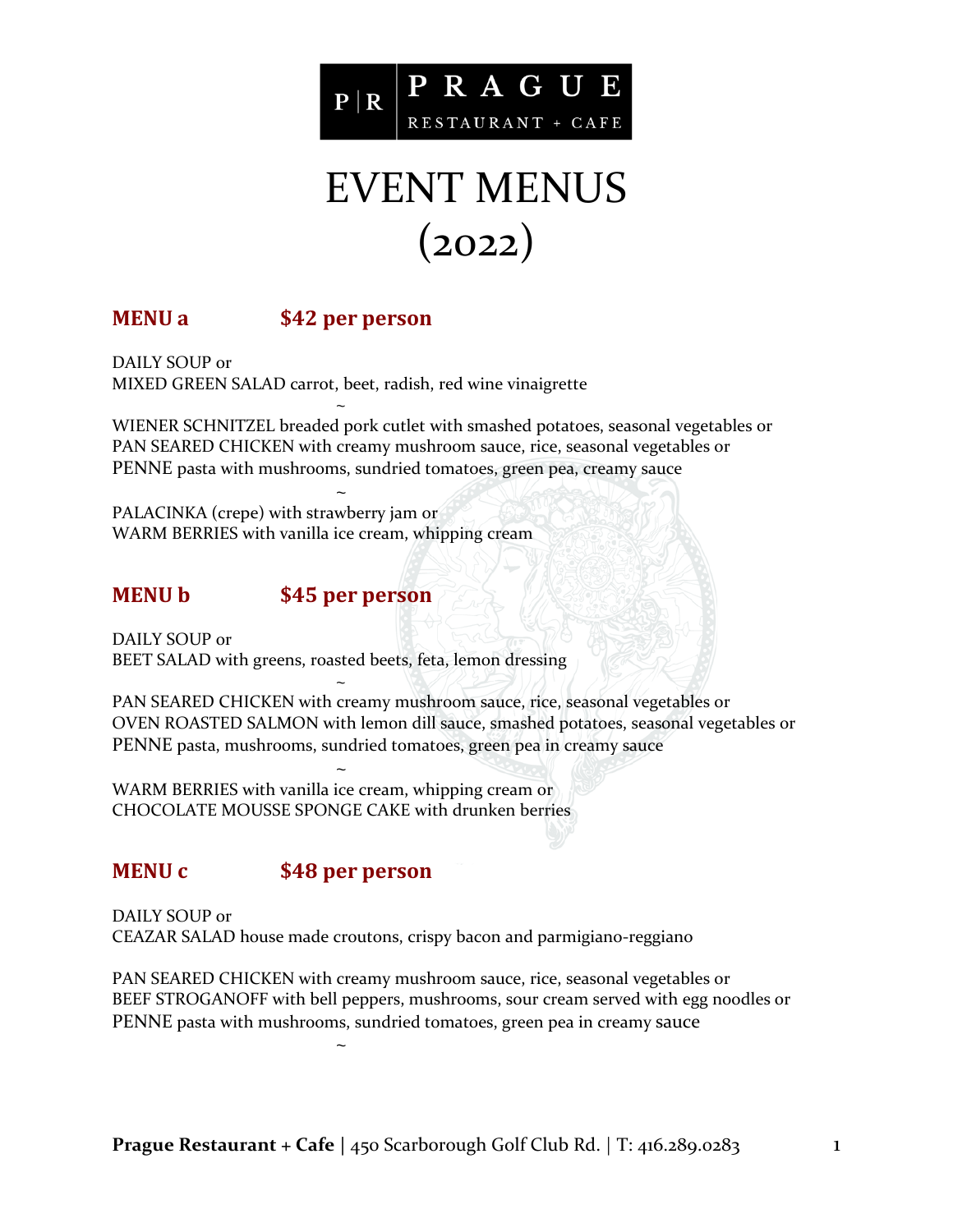P | R **PRAGUE** RESTAURANT + CAFE

# EVENT MENUS (2022)

## MENU a $42 per person

DAILY SOUP or
MIXED GREEN SALAD carrot, beet, radish, red wine vinaigrette

~

WIENER SCHNITZEL breaded pork cutlet with smashed potatoes, seasonal vegetables or
PAN SEARED CHICKEN with creamy mushroom sauce, rice, seasonal vegetables or
PENNE pasta with mushrooms, sundried tomatoes, green pea, creamy sauce

~

PALACINKA (crepe) with strawberry jam or
WARM BERRIES with vanilla ice cream, whipping cream

## MENU b $45 per person

DAILY SOUP or
BEET SALAD with greens, roasted beets, feta, lemon dressing

~

PAN SEARED CHICKEN with creamy mushroom sauce, rice, seasonal vegetables or
OVEN ROASTED SALMON with lemon dill sauce, smashed potatoes, seasonal vegetables or
PENNE pasta, mushrooms, sundried tomatoes, green pea in creamy sauce

~

WARM BERRIES with vanilla ice cream, whipping cream or
CHOCOLATE MOUSSE SPONGE CAKE with drunken berries

## MENU c $48 per person

DAILY SOUP or
CEAZAR SALAD house made croutons, crispy bacon and parmigiano-reggiano

PAN SEARED CHICKEN with creamy mushroom sauce, rice, seasonal vegetables or
BEEF STROGANOFF with bell peppers, mushrooms, sour cream served with egg noodles or
PENNE pasta with mushrooms, sundried tomatoes, green pea in creamy sauce

~

**Prague Restaurant + Cafe** | 450 Scarborough Golf Club Rd. | T: 416.289.0283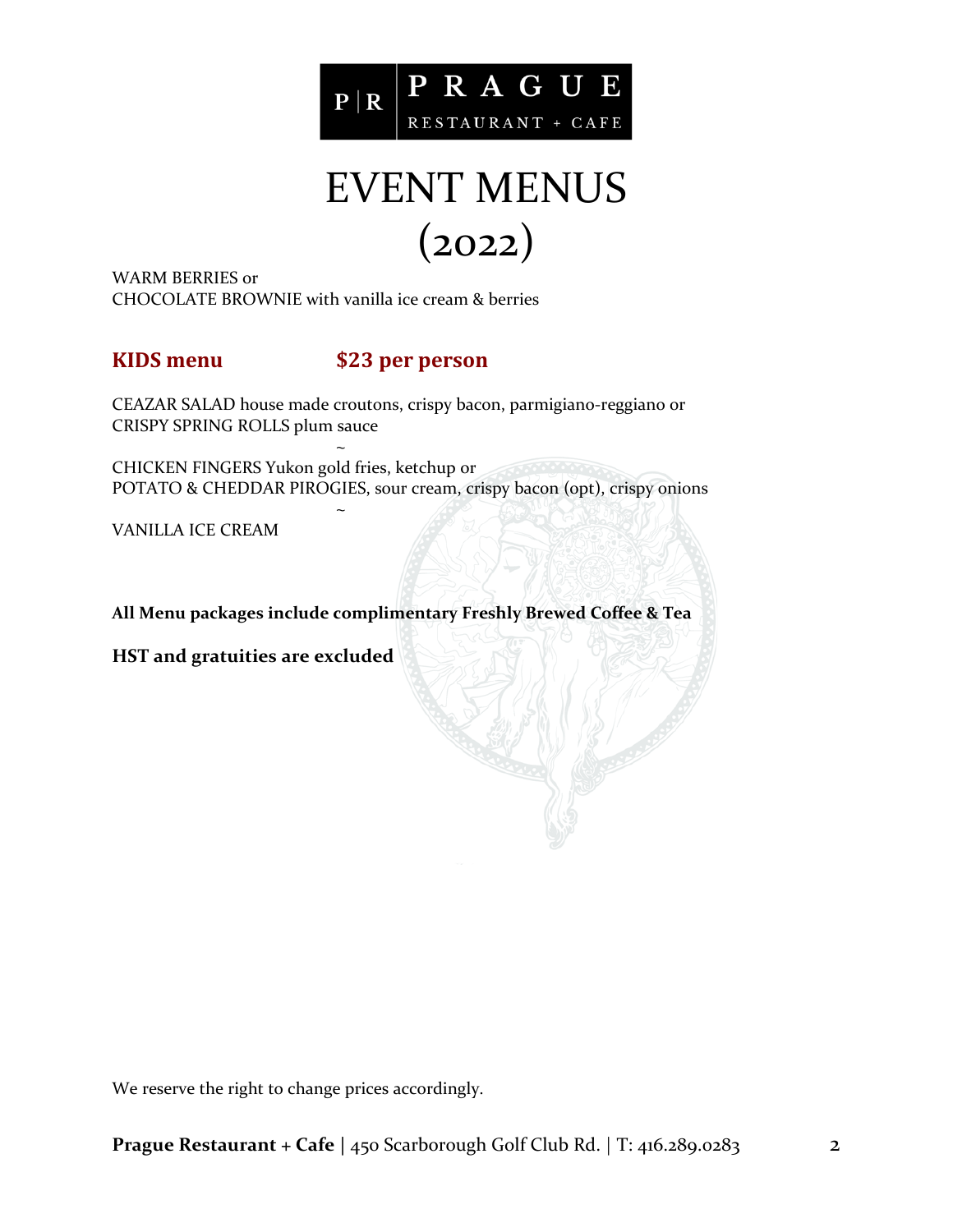# EVENT MENUS (2022)

WARM BERRIES or
CHOCOLATE BROWNIE with vanilla ice cream & berries

## KIDS menu $23 per person

CEAZAR SALAD house made croutons, crispy bacon, parmigiano-reggiano or
CRISPY SPRING ROLLS plum sauce

~

CHICKEN FINGERS Yukon gold fries, ketchup or
POTATO & CHEDDAR PIROGIES, sour cream, crispy bacon (opt), crispy onions

~

VANILLA ICE CREAM

**All Menu packages include complimentary Freshly Brewed Coffee & Tea**

**HST and gratuities are excluded**

We reserve the right to change prices accordingly.

**Prague Restaurant + Cafe** | 450 Scarborough Golf Club Rd. | T: 416.289.0283